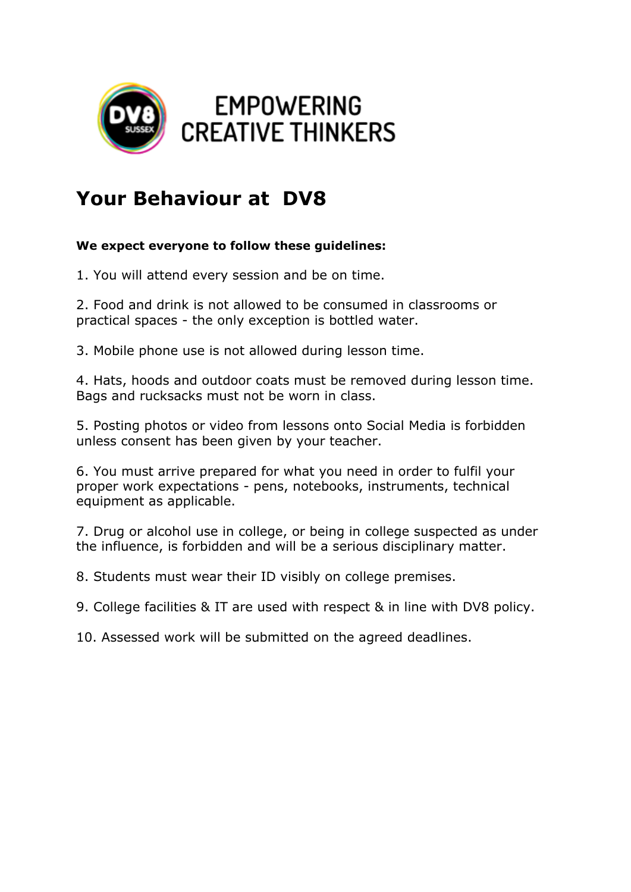EMPOWERING CREATIVE THINKERS

# Your Behaviour at DV8

**We expect everyone to follow these guidelines:**

1. You will attend every session and be on time.

2. Food and drink is not allowed to be consumed in classrooms or practical spaces - the only exception is bottled water.

3. Mobile phone use is not allowed during lesson time.

4. Hats, hoods and outdoor coats must be removed during lesson time. Bags and rucksacks must not be worn in class.

5. Posting photos or video from lessons onto Social Media is forbidden unless consent has been given by your teacher.

6. You must arrive prepared for what you need in order to fulfil your proper work expectations - pens, notebooks, instruments, technical equipment as applicable.

7. Drug or alcohol use in college, or being in college suspected as under the influence, is forbidden and will be a serious disciplinary matter.

8. Students must wear their ID visibly on college premises.

9. College facilities & IT are used with respect & in line with DV8 policy.

10. Assessed work will be submitted on the agreed deadlines.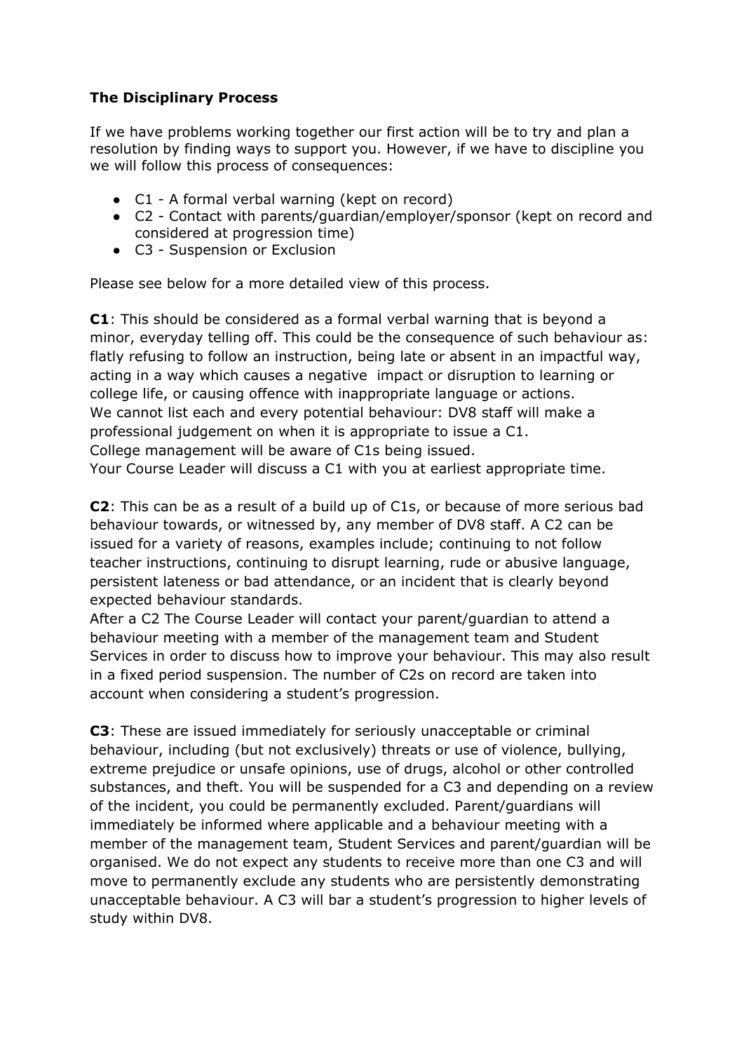**The Disciplinary Process**

If we have problems working together our first action will be to try and plan a resolution by finding ways to support you. However, if we have to discipline you we will follow this process of consequences:

- C1 - A formal verbal warning (kept on record)
- C2 - Contact with parents/guardian/employer/sponsor (kept on record and considered at progression time)
- C3 - Suspension or Exclusion

Please see below for a more detailed view of this process.

**C1**: This should be considered as a formal verbal warning that is beyond a minor, everyday telling off. This could be the consequence of such behaviour as: flatly refusing to follow an instruction, being late or absent in an impactful way, acting in a way which causes a negative impact or disruption to learning or college life, or causing offence with inappropriate language or actions.
We cannot list each and every potential behaviour: DV8 staff will make a professional judgement on when it is appropriate to issue a C1.
College management will be aware of C1s being issued.
Your Course Leader will discuss a C1 with you at earliest appropriate time.

**C2**: This can be as a result of a build up of C1s, or because of more serious bad behaviour towards, or witnessed by, any member of DV8 staff. A C2 can be issued for a variety of reasons, examples include; continuing to not follow teacher instructions, continuing to disrupt learning, rude or abusive language, persistent lateness or bad attendance, or an incident that is clearly beyond expected behaviour standards.
After a C2 The Course Leader will contact your parent/guardian to attend a behaviour meeting with a member of the management team and Student Services in order to discuss how to improve your behaviour. This may also result in a fixed period suspension. The number of C2s on record are taken into account when considering a student's progression.

**C3**: These are issued immediately for seriously unacceptable or criminal behaviour, including (but not exclusively) threats or use of violence, bullying, extreme prejudice or unsafe opinions, use of drugs, alcohol or other controlled substances, and theft. You will be suspended for a C3 and depending on a review of the incident, you could be permanently excluded. Parent/guardians will immediately be informed where applicable and a behaviour meeting with a member of the management team, Student Services and parent/guardian will be organised. We do not expect any students to receive more than one C3 and will move to permanently exclude any students who are persistently demonstrating unacceptable behaviour. A C3 will bar a student's progression to higher levels of study within DV8.